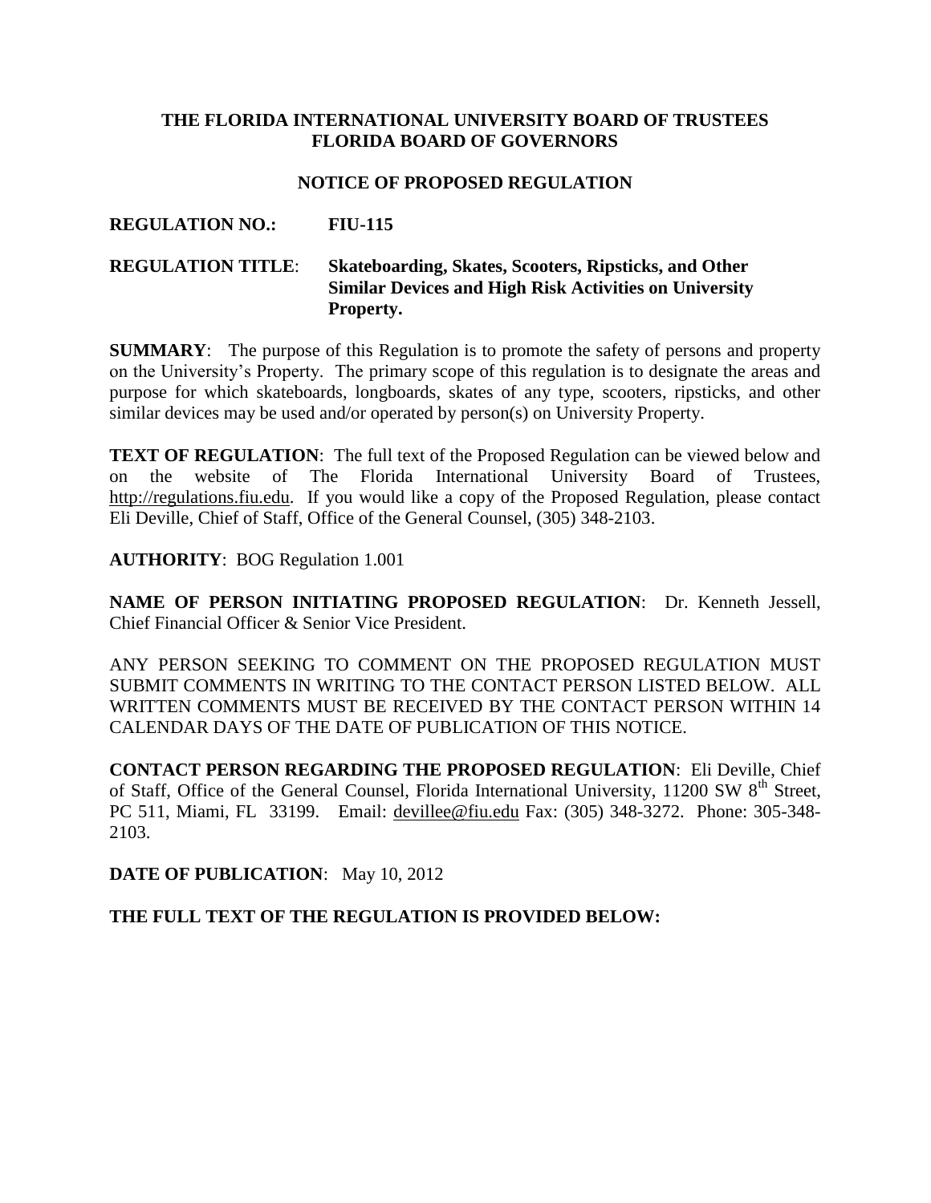**THE FLORIDA INTERNATIONAL UNIVERSITY BOARD OF TRUSTEES**
**FLORIDA BOARD OF GOVERNORS**

**NOTICE OF PROPOSED REGULATION**

**REGULATION NO.:** **FIU-115**

**REGULATION TITLE**: **Skateboarding, Skates, Scooters, Ripsticks, and Other Similar Devices and High Risk Activities on University Property.**

**SUMMARY**: The purpose of this Regulation is to promote the safety of persons and property on the University's Property. The primary scope of this regulation is to designate the areas and purpose for which skateboards, longboards, skates of any type, scooters, ripsticks, and other similar devices may be used and/or operated by person(s) on University Property.

**TEXT OF REGULATION**: The full text of the Proposed Regulation can be viewed below and on the website of The Florida International University Board of Trustees, http://regulations.fiu.edu. If you would like a copy of the Proposed Regulation, please contact Eli Deville, Chief of Staff, Office of the General Counsel, (305) 348-2103.

**AUTHORITY**: BOG Regulation 1.001

**NAME OF PERSON INITIATING PROPOSED REGULATION**: Dr. Kenneth Jessell, Chief Financial Officer & Senior Vice President.

ANY PERSON SEEKING TO COMMENT ON THE PROPOSED REGULATION MUST SUBMIT COMMENTS IN WRITING TO THE CONTACT PERSON LISTED BELOW. ALL WRITTEN COMMENTS MUST BE RECEIVED BY THE CONTACT PERSON WITHIN 14 CALENDAR DAYS OF THE DATE OF PUBLICATION OF THIS NOTICE.

**CONTACT PERSON REGARDING THE PROPOSED REGULATION**: Eli Deville, Chief of Staff, Office of the General Counsel, Florida International University, 11200 SW 8th Street, PC 511, Miami, FL 33199. Email: devillee@fiu.edu Fax: (305) 348-3272. Phone: 305-348-2103.

**DATE OF PUBLICATION**: May 10, 2012

**THE FULL TEXT OF THE REGULATION IS PROVIDED BELOW:**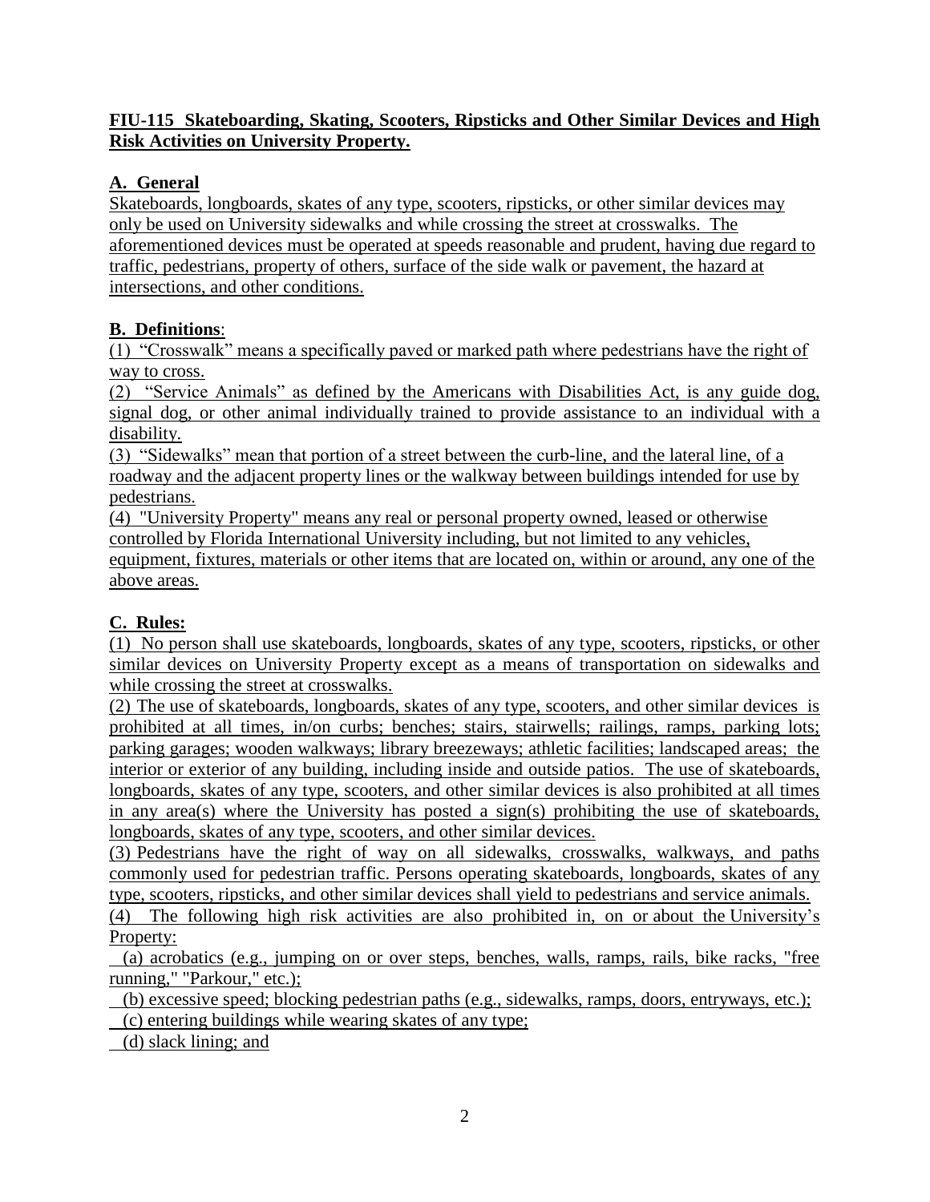**FIU-115 Skateboarding, Skating, Scooters, Ripsticks and Other Similar Devices and High Risk Activities on University Property.**

## A. General

Skateboards, longboards, skates of any type, scooters, ripsticks, or other similar devices may only be used on University sidewalks and while crossing the street at crosswalks. The aforementioned devices must be operated at speeds reasonable and prudent, having due regard to traffic, pedestrians, property of others, surface of the side walk or pavement, the hazard at intersections, and other conditions.

## B. Definitions:

(1) "Crosswalk" means a specifically paved or marked path where pedestrians have the right of way to cross.

(2) "Service Animals" as defined by the Americans with Disabilities Act, is any guide dog, signal dog, or other animal individually trained to provide assistance to an individual with a disability.

(3) "Sidewalks" mean that portion of a street between the curb-line, and the lateral line, of a roadway and the adjacent property lines or the walkway between buildings intended for use by pedestrians.

(4) "University Property" means any real or personal property owned, leased or otherwise controlled by Florida International University including, but not limited to any vehicles, equipment, fixtures, materials or other items that are located on, within or around, any one of the above areas.

## C. Rules:

(1) No person shall use skateboards, longboards, skates of any type, scooters, ripsticks, or other similar devices on University Property except as a means of transportation on sidewalks and while crossing the street at crosswalks.

(2) The use of skateboards, longboards, skates of any type, scooters, and other similar devices is prohibited at all times, in/on curbs; benches; stairs, stairwells; railings, ramps, parking lots; parking garages; wooden walkways; library breezeways; athletic facilities; landscaped areas; the interior or exterior of any building, including inside and outside patios. The use of skateboards, longboards, skates of any type, scooters, and other similar devices is also prohibited at all times in any area(s) where the University has posted a sign(s) prohibiting the use of skateboards, longboards, skates of any type, scooters, and other similar devices.

(3) Pedestrians have the right of way on all sidewalks, crosswalks, walkways, and paths commonly used for pedestrian traffic. Persons operating skateboards, longboards, skates of any type, scooters, ripsticks, and other similar devices shall yield to pedestrians and service animals.

(4) The following high risk activities are also prohibited in, on or about the University's Property:

(a) acrobatics (e.g., jumping on or over steps, benches, walls, ramps, rails, bike racks, "free running," "Parkour," etc.);

(b) excessive speed; blocking pedestrian paths (e.g., sidewalks, ramps, doors, entryways, etc.);

(c) entering buildings while wearing skates of any type;

(d) slack lining; and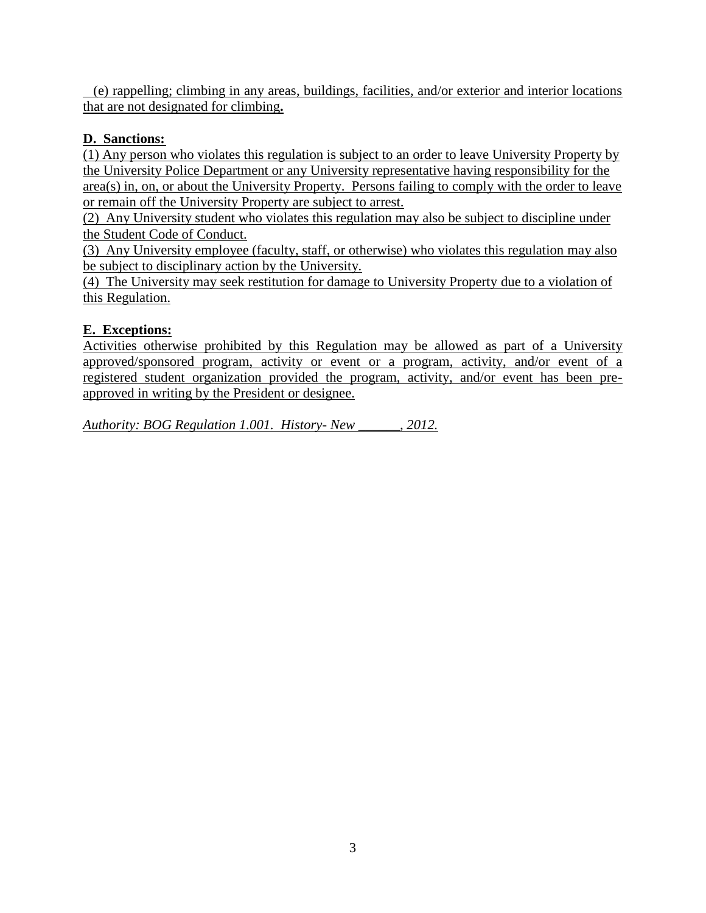(e) rappelling; climbing in any areas, buildings, facilities, and/or exterior and interior locations that are not designated for climbing**.**

**D. Sanctions:**

(1) Any person who violates this regulation is subject to an order to leave University Property by the University Police Department or any University representative having responsibility for the area(s) in, on, or about the University Property. Persons failing to comply with the order to leave or remain off the University Property are subject to arrest.
(2) Any University student who violates this regulation may also be subject to discipline under the Student Code of Conduct.
(3) Any University employee (faculty, staff, or otherwise) who violates this regulation may also be subject to disciplinary action by the University.
(4) The University may seek restitution for damage to University Property due to a violation of this Regulation.

**E. Exceptions:**

Activities otherwise prohibited by this Regulation may be allowed as part of a University approved/sponsored program, activity or event or a program, activity, and/or event of a registered student organization provided the program, activity, and/or event has been pre-approved in writing by the President or designee.

*Authority: BOG Regulation 1.001. History- New ______, 2012.*